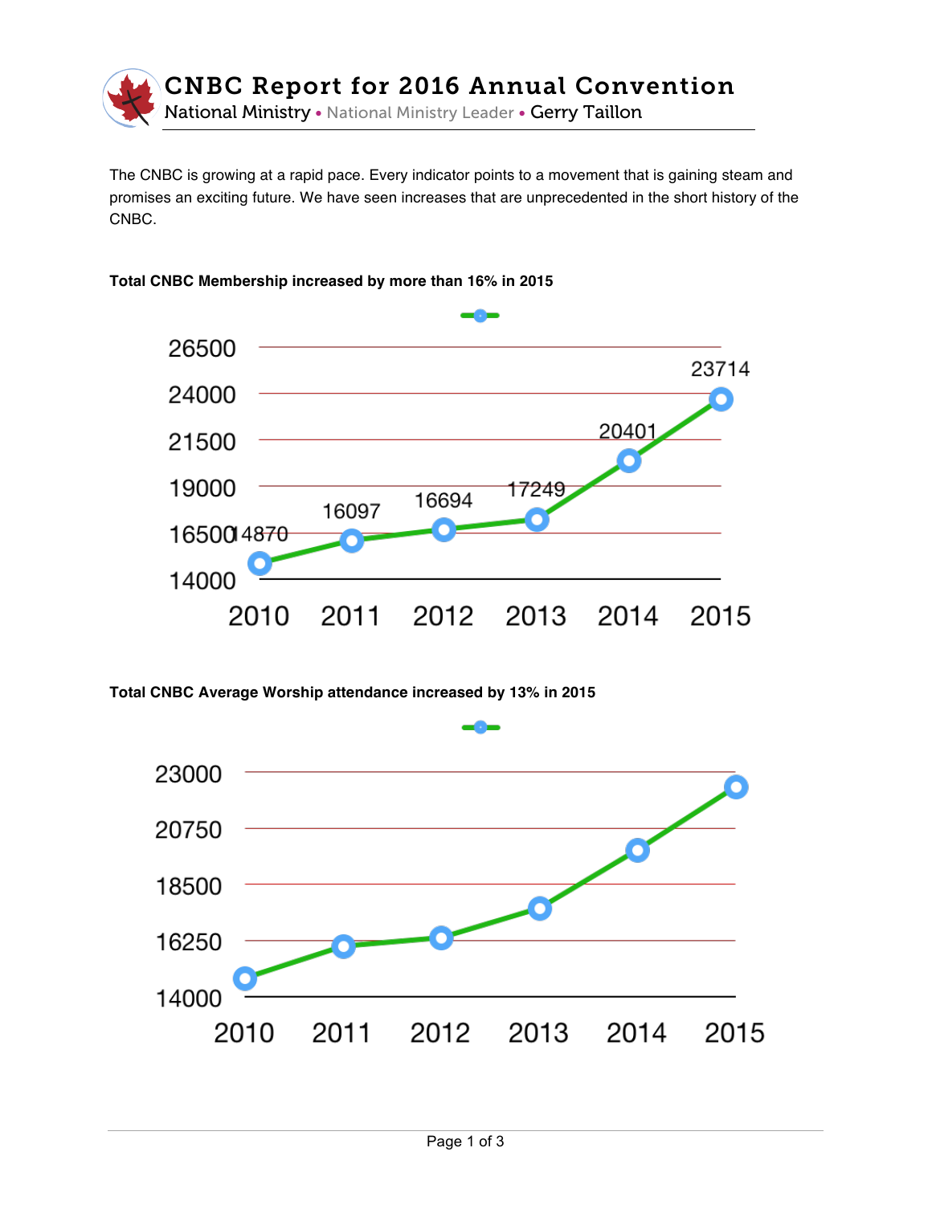# CNBC Report for 2016 Annual Convention

National Ministry • National Ministry Leader • Gerry Taillon

The CNBC is growing at a rapid pace. Every indicator points to a movement that is gaining steam and promises an exciting future. We have seen increases that are unprecedented in the short history of the CNBC.

**Total CNBC Membership increased by more than 16% in 2015**

| Year | Membership |
|---|---|
| 2010 | 14870 |
| 2011 | 16097 |
| 2012 | 16694 |
| 2013 | 17249 |
| 2014 | 20401 |
| 2015 | 23714 |

**Total CNBC Average Worship attendance increased by 13% in 2015**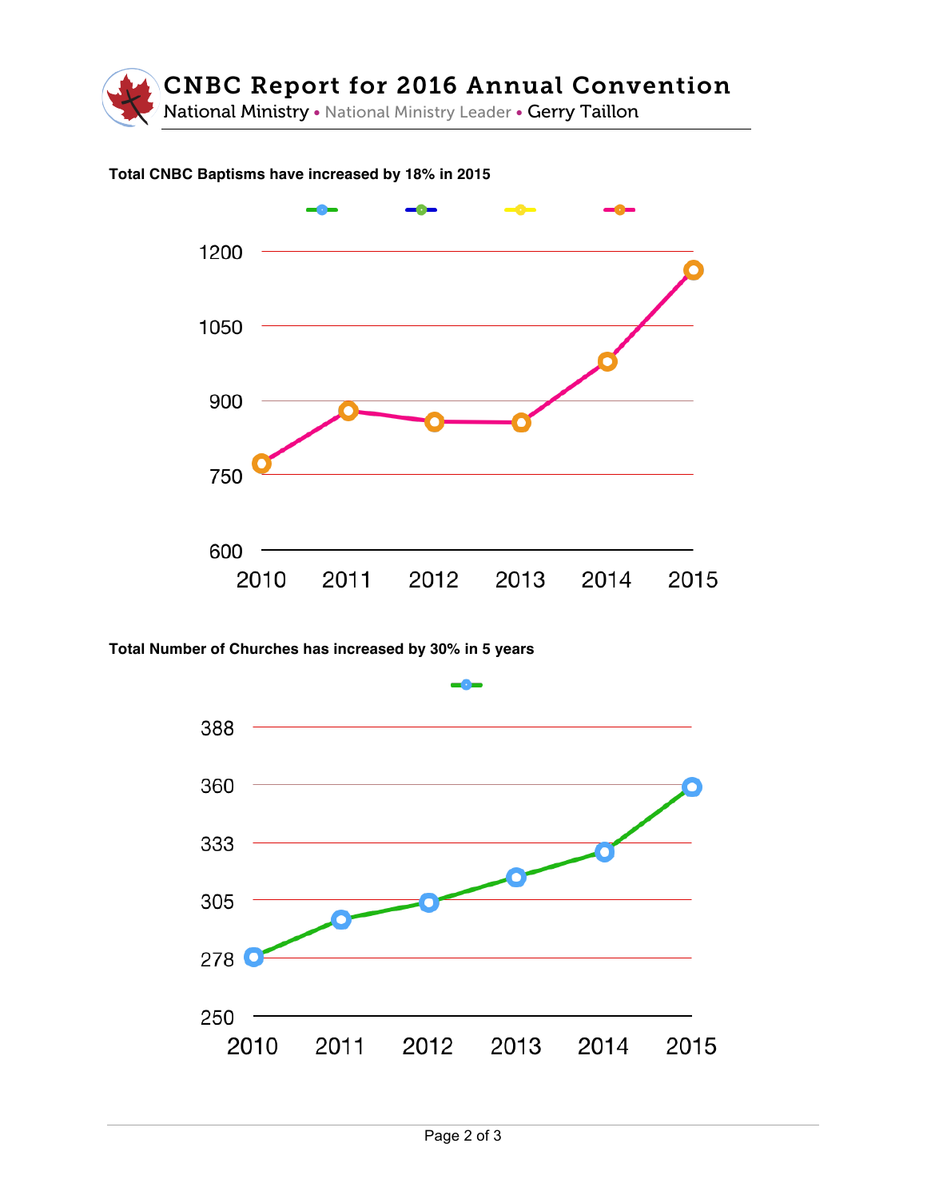# CNBC Report for 2016 Annual Convention

National Ministry • National Ministry Leader • Gerry Taillon

**Total CNBC Baptisms have increased by 18% in 2015**

1200

1050

900

750

600

2010 2011 2012 2013 2014 2015

**Total Number of Churches has increased by 30% in 5 years**

388

360

333

305

278

250

2010 2011 2012 2013 2014 2015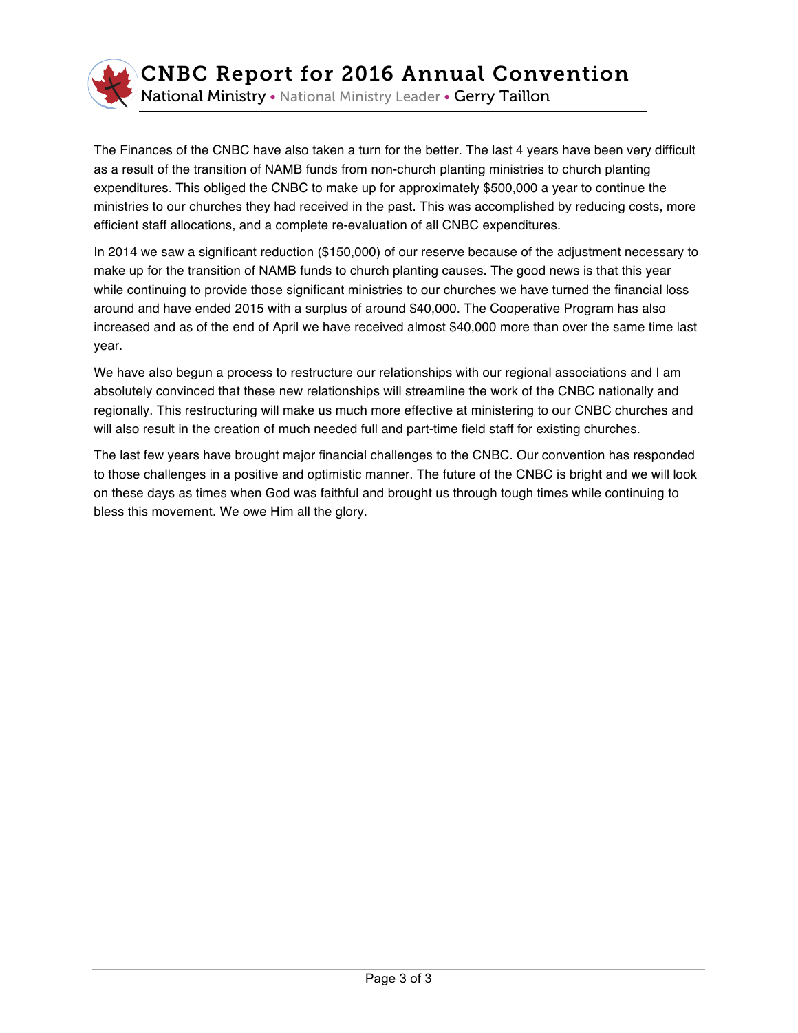The Finances of the CNBC have also taken a turn for the better. The last 4 years have been very difficult as a result of the transition of NAMB funds from non-church planting ministries to church planting expenditures. This obliged the CNBC to make up for approximately $500,000 a year to continue the ministries to our churches they had received in the past. This was accomplished by reducing costs, more efficient staff allocations, and a complete re-evaluation of all CNBC expenditures.

In 2014 we saw a significant reduction ($150,000) of our reserve because of the adjustment necessary to make up for the transition of NAMB funds to church planting causes. The good news is that this year while continuing to provide those significant ministries to our churches we have turned the financial loss around and have ended 2015 with a surplus of around $40,000. The Cooperative Program has also increased and as of the end of April we have received almost $40,000 more than over the same time last year.

We have also begun a process to restructure our relationships with our regional associations and I am absolutely convinced that these new relationships will streamline the work of the CNBC nationally and regionally. This restructuring will make us much more effective at ministering to our CNBC churches and will also result in the creation of much needed full and part-time field staff for existing churches.

The last few years have brought major financial challenges to the CNBC. Our convention has responded to those challenges in a positive and optimistic manner. The future of the CNBC is bright and we will look on these days as times when God was faithful and brought us through tough times while continuing to bless this movement. We owe Him all the glory.